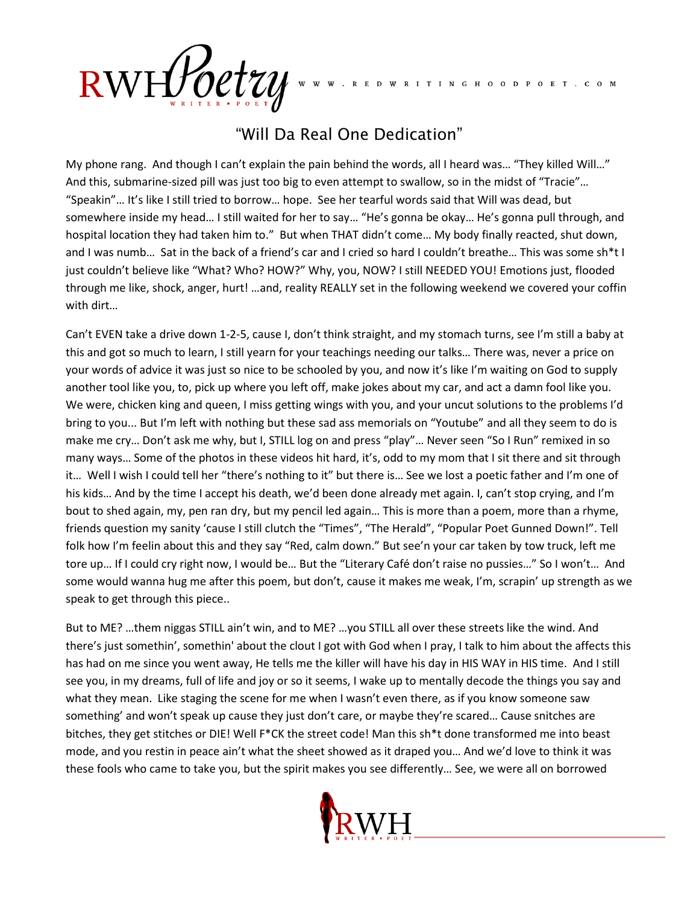# "Will Da Real One Dedication"

My phone rang. And though I can't explain the pain behind the words, all I heard was… "They killed Will…" And this, submarine-sized pill was just too big to even attempt to swallow, so in the midst of "Tracie"… "Speakin"… It's like I still tried to borrow… hope. See her tearful words said that Will was dead, but somewhere inside my head… I still waited for her to say… "He's gonna be okay… He's gonna pull through, and hospital location they had taken him to." But when THAT didn't come… My body finally reacted, shut down, and I was numb… Sat in the back of a friend's car and I cried so hard I couldn't breathe… This was some sh*t I just couldn't believe like "What? Who? HOW?" Why, you, NOW? I still NEEDED YOU! Emotions just, flooded through me like, shock, anger, hurt! …and, reality REALLY set in the following weekend we covered your coffin with dirt…

Can't EVEN take a drive down 1-2-5, cause I, don't think straight, and my stomach turns, see I'm still a baby at this and got so much to learn, I still yearn for your teachings needing our talks… There was, never a price on your words of advice it was just so nice to be schooled by you, and now it's like I'm waiting on God to supply another tool like you, to, pick up where you left off, make jokes about my car, and act a damn fool like you. We were, chicken king and queen, I miss getting wings with you, and your uncut solutions to the problems I'd bring to you... But I'm left with nothing but these sad ass memorials on "Youtube" and all they seem to do is make me cry… Don't ask me why, but I, STILL log on and press "play"… Never seen "So I Run" remixed in so many ways… Some of the photos in these videos hit hard, it's, odd to my mom that I sit there and sit through it… Well I wish I could tell her "there's nothing to it" but there is… See we lost a poetic father and I'm one of his kids… And by the time I accept his death, we'd been done already met again. I, can't stop crying, and I'm bout to shed again, my, pen ran dry, but my pencil led again… This is more than a poem, more than a rhyme, friends question my sanity 'cause I still clutch the "Times", "The Herald", "Popular Poet Gunned Down!". Tell folk how I'm feelin about this and they say "Red, calm down." But see'n your car taken by tow truck, left me tore up… If I could cry right now, I would be… But the "Literary Café don't raise no pussies…" So I won't… And some would wanna hug me after this poem, but don't, cause it makes me weak, I'm, scrapin' up strength as we speak to get through this piece..

But to ME? …them niggas STILL ain't win, and to ME? …you STILL all over these streets like the wind. And there's just somethin', somethin' about the clout I got with God when I pray, I talk to him about the affects this has had on me since you went away, He tells me the killer will have his day in HIS WAY in HIS time. And I still see you, in my dreams, full of life and joy or so it seems, I wake up to mentally decode the things you say and what they mean. Like staging the scene for me when I wasn't even there, as if you know someone saw something' and won't speak up cause they just don't care, or maybe they're scared… Cause snitches are bitches, they get stitches or DIE! Well F*CK the street code! Man this sh*t done transformed me into beast mode, and you restin in peace ain't what the sheet showed as it draped you… And we'd love to think it was these fools who came to take you, but the spirit makes you see differently… See, we were all on borrowed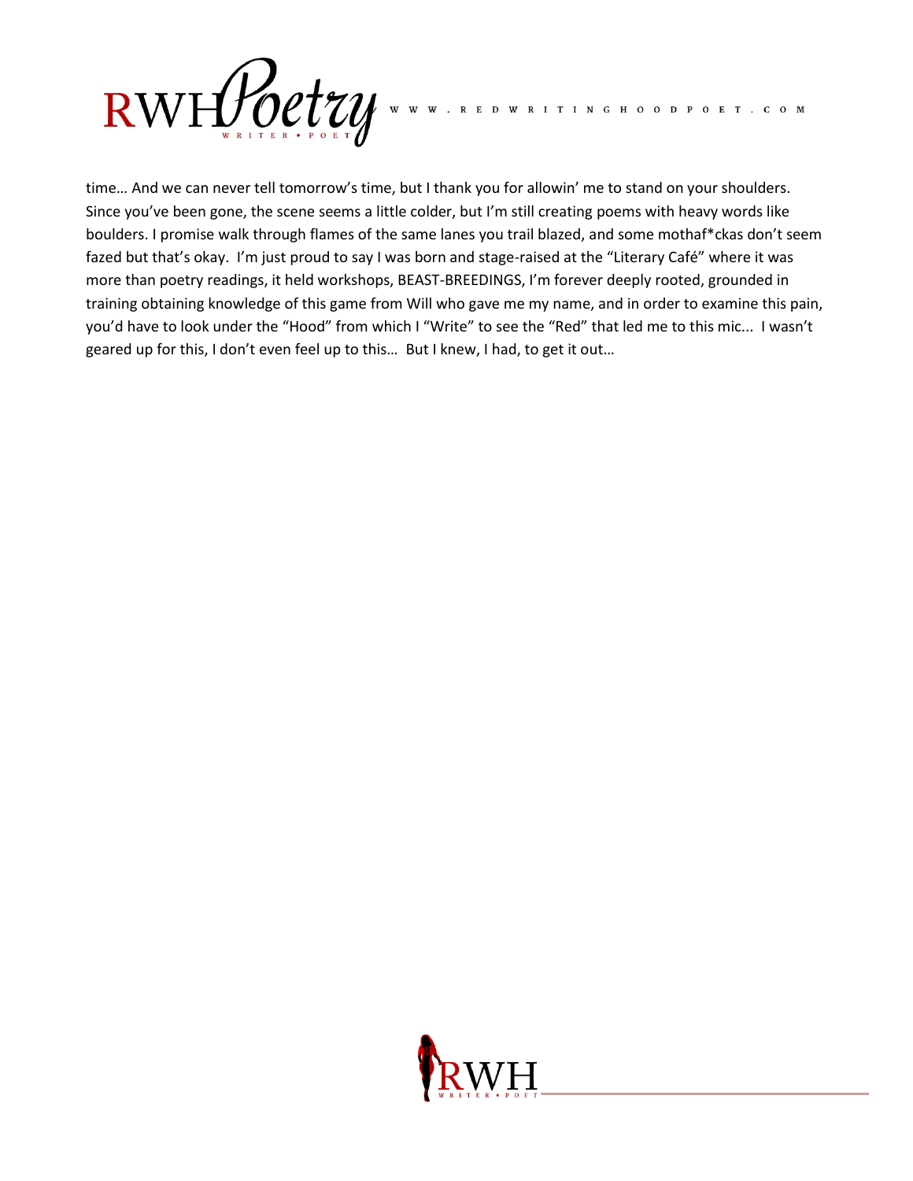time… And we can never tell tomorrow's time, but I thank you for allowin' me to stand on your shoulders. Since you've been gone, the scene seems a little colder, but I'm still creating poems with heavy words like boulders. I promise walk through flames of the same lanes you trail blazed, and some mothaf*ckas don't seem fazed but that's okay. I'm just proud to say I was born and stage-raised at the "Literary Café" where it was more than poetry readings, it held workshops, BEAST-BREEDINGS, I'm forever deeply rooted, grounded in training obtaining knowledge of this game from Will who gave me my name, and in order to examine this pain, you'd have to look under the "Hood" from which I "Write" to see the "Red" that led me to this mic... I wasn't geared up for this, I don't even feel up to this… But I knew, I had, to get it out…